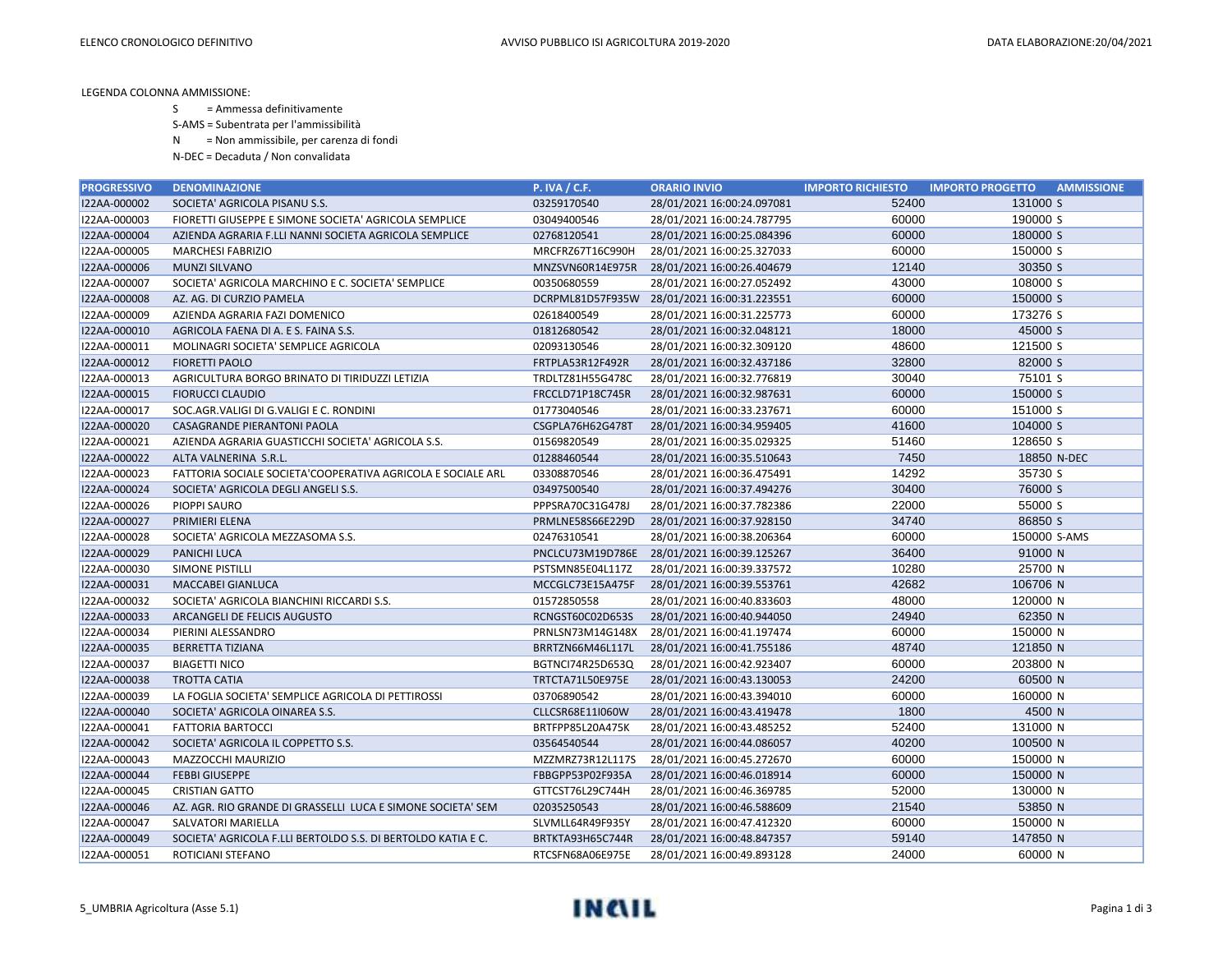LEGENDA COLONNA AMMISSIONE:

- S = Ammessa definitivamente
- S-AMS = Subentrata per l'ammissibilità
- N = Non ammissibile, per carenza di fondi
- N-DEC = Decaduta / Non convalidata

| PROGRESSIVO | DENOMINAZIONE | P. IVA / C.F. | ORARIO INVIO | IMPORTO RICHIESTO | IMPORTO PROGETTO | AMMISSIONE |
|---|---|---|---|---|---|---|
| I22AA-000002 | SOCIETA' AGRICOLA PISANU S.S. | 03259170540 | 28/01/2021 16:00:24.097081 | 52400 | 131000 | S |
| I22AA-000003 | FIORETTI GIUSEPPE E SIMONE SOCIETA' AGRICOLA SEMPLICE | 03049400546 | 28/01/2021 16:00:24.787795 | 60000 | 190000 | S |
| I22AA-000004 | AZIENDA AGRARIA F.LLI NANNI SOCIETA AGRICOLA SEMPLICE | 02768120541 | 28/01/2021 16:00:25.084396 | 60000 | 180000 | S |
| I22AA-000005 | MARCHESI FABRIZIO | MRCFRZ67T16C990H | 28/01/2021 16:00:25.327033 | 60000 | 150000 | S |
| I22AA-000006 | MUNZI SILVANO | MNZSVN60R14E975R | 28/01/2021 16:00:26.404679 | 12140 | 30350 | S |
| I22AA-000007 | SOCIETA' AGRICOLA MARCHINO E C. SOCIETA' SEMPLICE | 00350680559 | 28/01/2021 16:00:27.052492 | 43000 | 108000 | S |
| I22AA-000008 | AZ. AG. DI CURZIO PAMELA | DCRPML81D57F935W | 28/01/2021 16:00:31.223551 | 60000 | 150000 | S |
| I22AA-000009 | AZIENDA AGRARIA FAZI DOMENICO | 02618400549 | 28/01/2021 16:00:31.225773 | 60000 | 173276 | S |
| I22AA-000010 | AGRICOLA FAENA DI A. E S. FAINA S.S. | 01812680542 | 28/01/2021 16:00:32.048121 | 18000 | 45000 | S |
| I22AA-000011 | MOLINAGRI SOCIETA' SEMPLICE AGRICOLA | 02093130546 | 28/01/2021 16:00:32.309120 | 48600 | 121500 | S |
| I22AA-000012 | FIORETTI PAOLO | FRTPLA53R12F492R | 28/01/2021 16:00:32.437186 | 32800 | 82000 | S |
| I22AA-000013 | AGRICULTURA BORGO BRINATO DI TIRIDUZZI LETIZIA | TRDLTZ81H55G478C | 28/01/2021 16:00:32.776819 | 30040 | 75101 | S |
| I22AA-000015 | FIORUCCI CLAUDIO | FRCCLD71P18C745R | 28/01/2021 16:00:32.987631 | 60000 | 150000 | S |
| I22AA-000017 | SOC.AGR.VALIGI DI G.VALIGI E C. RONDINI | 01773040546 | 28/01/2021 16:00:33.237671 | 60000 | 151000 | S |
| I22AA-000020 | CASAGRANDE PIERANTONI PAOLA | CSGPLA76H62G478T | 28/01/2021 16:00:34.959405 | 41600 | 104000 | S |
| I22AA-000021 | AZIENDA AGRARIA GUASTICCHI SOCIETA' AGRICOLA S.S. | 01569820549 | 28/01/2021 16:00:35.029325 | 51460 | 128650 | S |
| I22AA-000022 | ALTA VALNERINA S.R.L. | 01288460544 | 28/01/2021 16:00:35.510643 | 7450 | 18850 | N-DEC |
| I22AA-000023 | FATTORIA SOCIALE SOCIETA'COOPERATIVA AGRICOLA E SOCIALE ARL | 03308870546 | 28/01/2021 16:00:36.475491 | 14292 | 35730 | S |
| I22AA-000024 | SOCIETA' AGRICOLA DEGLI ANGELI S.S. | 03497500540 | 28/01/2021 16:00:37.494276 | 30400 | 76000 | S |
| I22AA-000026 | PIOPPI SAURO | PPPSRA70C31G478J | 28/01/2021 16:00:37.782386 | 22000 | 55000 | S |
| I22AA-000027 | PRIMIERI ELENA | PRMLNE58S66E229D | 28/01/2021 16:00:37.928150 | 34740 | 86850 | S |
| I22AA-000028 | SOCIETA' AGRICOLA MEZZASOMA S.S. | 02476310541 | 28/01/2021 16:00:38.206364 | 60000 | 150000 | S-AMS |
| I22AA-000029 | PANICHI LUCA | PNCLCU73M19D786E | 28/01/2021 16:00:39.125267 | 36400 | 91000 | N |
| I22AA-000030 | SIMONE PISTILLI | PSTSMN85E04L117Z | 28/01/2021 16:00:39.337572 | 10280 | 25700 | N |
| I22AA-000031 | MACCABEI GIANLUCA | MCCGLC73E15A475F | 28/01/2021 16:00:39.553761 | 42682 | 106706 | N |
| I22AA-000032 | SOCIETA' AGRICOLA BIANCHINI RICCARDI S.S. | 01572850558 | 28/01/2021 16:00:40.833603 | 48000 | 120000 | N |
| I22AA-000033 | ARCANGELI DE FELICIS AUGUSTO | RCNGST60C02D653S | 28/01/2021 16:00:40.944050 | 24940 | 62350 | N |
| I22AA-000034 | PIERINI ALESSANDRO | PRNLSN73M14G148X | 28/01/2021 16:00:41.197474 | 60000 | 150000 | N |
| I22AA-000035 | BERRETTA TIZIANA | BRRTZN66M46L117L | 28/01/2021 16:00:41.755186 | 48740 | 121850 | N |
| I22AA-000037 | BIAGETTI NICO | BGTNCI74R25D653Q | 28/01/2021 16:00:42.923407 | 60000 | 203800 | N |
| I22AA-000038 | TROTTA CATIA | TRTCTA71L50E975E | 28/01/2021 16:00:43.130053 | 24200 | 60500 | N |
| I22AA-000039 | LA FOGLIA SOCIETA' SEMPLICE AGRICOLA DI PETTIROSSI | 03706890542 | 28/01/2021 16:00:43.394010 | 60000 | 160000 | N |
| I22AA-000040 | SOCIETA' AGRICOLA OINAREA S.S. | CLLCSR68E11I060W | 28/01/2021 16:00:43.419478 | 1800 | 4500 | N |
| I22AA-000041 | FATTORIA BARTOCCI | BRTFPP85L20A475K | 28/01/2021 16:00:43.485252 | 52400 | 131000 | N |
| I22AA-000042 | SOCIETA' AGRICOLA IL COPPETTO S.S. | 03564540544 | 28/01/2021 16:00:44.086057 | 40200 | 100500 | N |
| I22AA-000043 | MAZZOCCHI MAURIZIO | MZZMRZ73R12L117S | 28/01/2021 16:00:45.272670 | 60000 | 150000 | N |
| I22AA-000044 | FEBBI GIUSEPPE | FBBGPP53P02F935A | 28/01/2021 16:00:46.018914 | 60000 | 150000 | N |
| I22AA-000045 | CRISTIAN GATTO | GTTCST76L29C744H | 28/01/2021 16:00:46.369785 | 52000 | 130000 | N |
| I22AA-000046 | AZ. AGR. RIO GRANDE DI GRASSELLI LUCA E SIMONE SOCIETA' SEM | 02035250543 | 28/01/2021 16:00:46.588609 | 21540 | 53850 | N |
| I22AA-000047 | SALVATORI MARIELLA | SLVMLL64R49F935Y | 28/01/2021 16:00:47.412320 | 60000 | 150000 | N |
| I22AA-000049 | SOCIETA' AGRICOLA F.LLI BERTOLDO S.S. DI BERTOLDO KATIA E C. | BRTKTA93H65C744R | 28/01/2021 16:00:48.847357 | 59140 | 147850 | N |
| I22AA-000051 | ROTICIANI STEFANO | RTCSFN68A06E975E | 28/01/2021 16:00:49.893128 | 24000 | 60000 | N |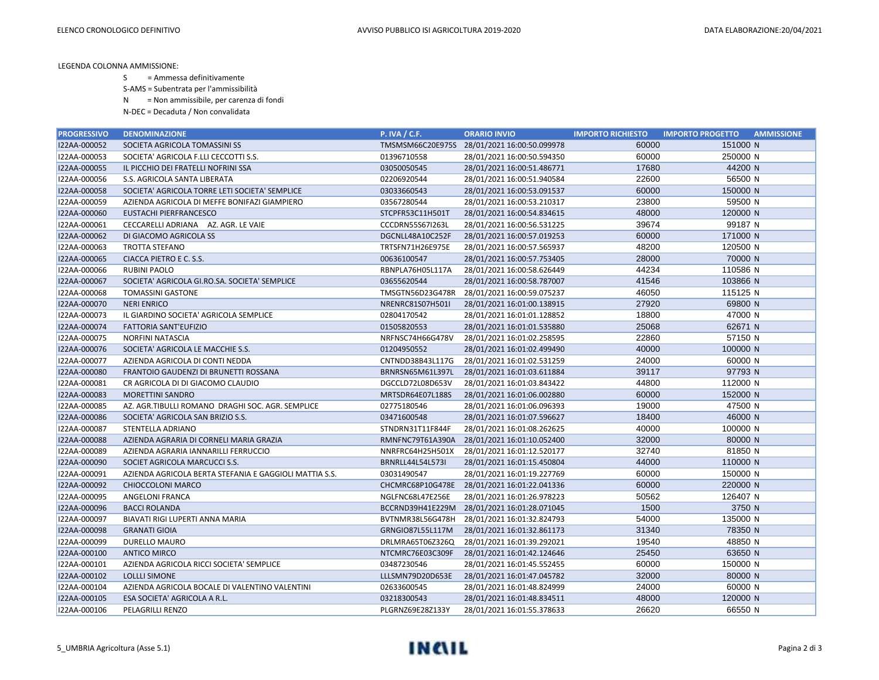LEGENDA COLONNA AMMISSIONE:

S = Ammessa definitivamente

S-AMS = Subentrata per l'ammissibilità

N = Non ammissibile, per carenza di fondi

N-DEC = Decaduta / Non convalidata

| PROGRESSIVO | DENOMINAZIONE | P. IVA / C.F. | ORARIO INVIO | IMPORTO RICHIESTO | IMPORTO PROGETTO | AMMISSIONE |
|---|---|---|---|---|---|---|
| I22AA-000052 | SOCIETA AGRICOLA TOMASSINI SS | TMSMSM66C20E975S | 28/01/2021 16:00:50.099978 | 60000 | 151000 | N |
| I22AA-000053 | SOCIETA' AGRICOLA F.LLI CECCOTTI S.S. | 01396710558 | 28/01/2021 16:00:50.594350 | 60000 | 250000 | N |
| I22AA-000055 | IL PICCHIO DEI FRATELLI NOFRINI SSA | 03050050545 | 28/01/2021 16:00:51.486771 | 17680 | 44200 | N |
| I22AA-000056 | S.S. AGRICOLA SANTA LIBERATA | 02206920544 | 28/01/2021 16:00:51.940584 | 22600 | 56500 | N |
| I22AA-000058 | SOCIETA' AGRICOLA TORRE LETI SOCIETA' SEMPLICE | 03033660543 | 28/01/2021 16:00:53.091537 | 60000 | 150000 | N |
| I22AA-000059 | AZIENDA AGRICOLA DI MEFFE BONIFAZI GIAMPIERO | 03567280544 | 28/01/2021 16:00:53.210317 | 23800 | 59500 | N |
| I22AA-000060 | EUSTACHI PIERFRANCESCO | STCPFR53C11H501T | 28/01/2021 16:00:54.834615 | 48000 | 120000 | N |
| I22AA-000061 | CECCARELLI ADRIANA AZ. AGR. LE VAIE | CCCDRN55S67I263L | 28/01/2021 16:00:56.531225 | 39674 | 99187 | N |
| I22AA-000062 | DI GIACOMO AGRICOLA SS | DGCNLL48A10C252F | 28/01/2021 16:00:57.019253 | 60000 | 171000 | N |
| I22AA-000063 | TROTTA STEFANO | TRTSFN71H26E975E | 28/01/2021 16:00:57.565937 | 48200 | 120500 | N |
| I22AA-000065 | CIACCA PIETRO E C. S.S. | 00636100547 | 28/01/2021 16:00:57.753405 | 28000 | 70000 | N |
| I22AA-000066 | RUBINI PAOLO | RBNPLA76H05L117A | 28/01/2021 16:00:58.626449 | 44234 | 110586 | N |
| I22AA-000067 | SOCIETA' AGRICOLA GI.RO.SA. SOCIETA' SEMPLICE | 03655620544 | 28/01/2021 16:00:58.787007 | 41546 | 103866 | N |
| I22AA-000068 | TOMASSINI GASTONE | TMSGTN56D23G478R | 28/01/2021 16:00:59.075237 | 46050 | 115125 | N |
| I22AA-000070 | NERI ENRICO | NRENRC81S07H501I | 28/01/2021 16:01:00.138915 | 27920 | 69800 | N |
| I22AA-000073 | IL GIARDINO SOCIETA' AGRICOLA SEMPLICE | 02804170542 | 28/01/2021 16:01:01.128852 | 18800 | 47000 | N |
| I22AA-000074 | FATTORIA SANT'EUFIZIO | 01505820553 | 28/01/2021 16:01:01.535880 | 25068 | 62671 | N |
| I22AA-000075 | NORFINI NATASCIA | NRFNSC74H66G478V | 28/01/2021 16:01:02.258595 | 22860 | 57150 | N |
| I22AA-000076 | SOCIETA' AGRICOLA LE MACCHIE S.S. | 01204950552 | 28/01/2021 16:01:02.499490 | 40000 | 100000 | N |
| I22AA-000077 | AZIENDA AGRICOLA DI CONTI NEDDA | CNTNDD38B43L117G | 28/01/2021 16:01:02.531259 | 24000 | 60000 | N |
| I22AA-000080 | FRANTOIO GAUDENZI DI BRUNETTI ROSSANA | BRNRSN65M61L397L | 28/01/2021 16:01:03.611884 | 39117 | 97793 | N |
| I22AA-000081 | CR AGRICOLA DI DI GIACOMO CLAUDIO | DGCCLD72L08D653V | 28/01/2021 16:01:03.843422 | 44800 | 112000 | N |
| I22AA-000083 | MORETTINI SANDRO | MRTSDR64E07L188S | 28/01/2021 16:01:06.002880 | 60000 | 152000 | N |
| I22AA-000085 | AZ. AGR.TIBULLI ROMANO DRAGHI SOC. AGR. SEMPLICE | 02775180546 | 28/01/2021 16:01:06.096393 | 19000 | 47500 | N |
| I22AA-000086 | SOCIETA' AGRICOLA SAN BRIZIO S.S. | 03471600548 | 28/01/2021 16:01:07.596627 | 18400 | 46000 | N |
| I22AA-000087 | STENTELLA ADRIANO | STNDRN31T11F844F | 28/01/2021 16:01:08.262625 | 40000 | 100000 | N |
| I22AA-000088 | AZIENDA AGRARIA DI CORNELI MARIA GRAZIA | RMNFNC79T61A390A | 28/01/2021 16:01:10.052400 | 32000 | 80000 | N |
| I22AA-000089 | AZIENDA AGRARIA IANNARILLI FERRUCCIO | NNRFRC64H25H501X | 28/01/2021 16:01:12.520177 | 32740 | 81850 | N |
| I22AA-000090 | SOCIET AGRICOLA MARCUCCI S.S. | BRNRLL44L54L573I | 28/01/2021 16:01:15.450804 | 44000 | 110000 | N |
| I22AA-000091 | AZIENDA AGRICOLA BERTA STEFANIA E GAGGIOLI MATTIA S.S. | 03031490547 | 28/01/2021 16:01:19.227769 | 60000 | 150000 | N |
| I22AA-000092 | CHIOCCOLONI MARCO | CHCMRC68P10G478E | 28/01/2021 16:01:22.041336 | 60000 | 220000 | N |
| I22AA-000095 | ANGELONI FRANCA | NGLFNC68L47E256E | 28/01/2021 16:01:26.978223 | 50562 | 126407 | N |
| I22AA-000096 | BACCI ROLANDA | BCCRND39H41E229M | 28/01/2021 16:01:28.071045 | 1500 | 3750 | N |
| I22AA-000097 | BIAVATI RIGI LUPERTI ANNA MARIA | BVTNMR38L56G478H | 28/01/2021 16:01:32.824793 | 54000 | 135000 | N |
| I22AA-000098 | GRANATI GIOIA | GRNGIO87L55L117M | 28/01/2021 16:01:32.861173 | 31340 | 78350 | N |
| I22AA-000099 | DURELLO MAURO | DRLMRA65T06Z326Q | 28/01/2021 16:01:39.292021 | 19540 | 48850 | N |
| I22AA-000100 | ANTICO MIRCO | NTCMRC76E03C309F | 28/01/2021 16:01:42.124646 | 25450 | 63650 | N |
| I22AA-000101 | AZIENDA AGRICOLA RICCI SOCIETA' SEMPLICE | 03487230546 | 28/01/2021 16:01:45.552455 | 60000 | 150000 | N |
| I22AA-000102 | LOLLLI SIMONE | LLLSMN79D20D653E | 28/01/2021 16:01:47.045782 | 32000 | 80000 | N |
| I22AA-000104 | AZIENDA AGRICOLA BOCALE DI VALENTINO VALENTINI | 02633600545 | 28/01/2021 16:01:48.824999 | 24000 | 60000 | N |
| I22AA-000105 | ESA SOCIETA' AGRICOLA A R.L. | 03218300543 | 28/01/2021 16:01:48.834511 | 48000 | 120000 | N |
| I22AA-000106 | PELAGRILLI RENZO | PLGRNZ69E28Z133Y | 28/01/2021 16:01:55.378633 | 26620 | 66550 | N |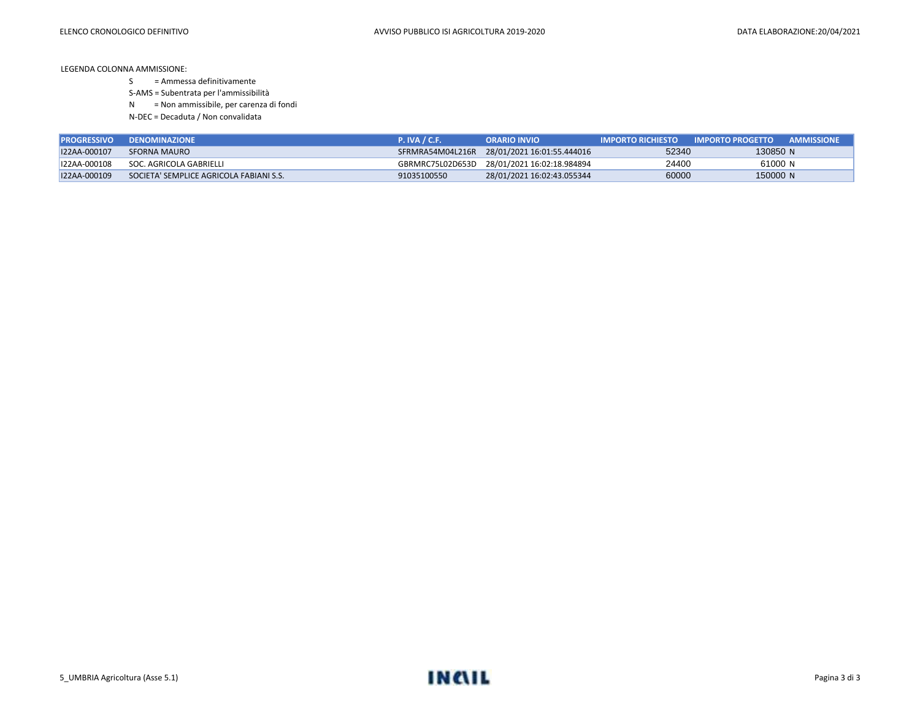LEGENDA COLONNA AMMISSIONE:

S = Ammessa definitivamente

S-AMS = Subentrata per l'ammissibilità

N = Non ammissibile, per carenza di fondi

N-DEC = Decaduta / Non convalidata

| PROGRESSIVO | DENOMINAZIONE | P. IVA / C.F. | ORARIO INVIO | IMPORTO RICHIESTO | IMPORTO PROGETTO | AMMISSIONE |
|---|---|---|---|---|---|---|
| I22AA-000107 | SFORNA MAURO | SFRMRA54M04L216R | 28/01/2021 16:01:55.444016 | 52340 | 130850 | N |
| I22AA-000108 | SOC. AGRICOLA GABRIELLI | GBRMRC75L02D653D | 28/01/2021 16:02:18.984894 | 24400 | 61000 | N |
| I22AA-000109 | SOCIETA' SEMPLICE AGRICOLA FABIANI S.S. | 91035100550 | 28/01/2021 16:02:43.055344 | 60000 | 150000 | N |